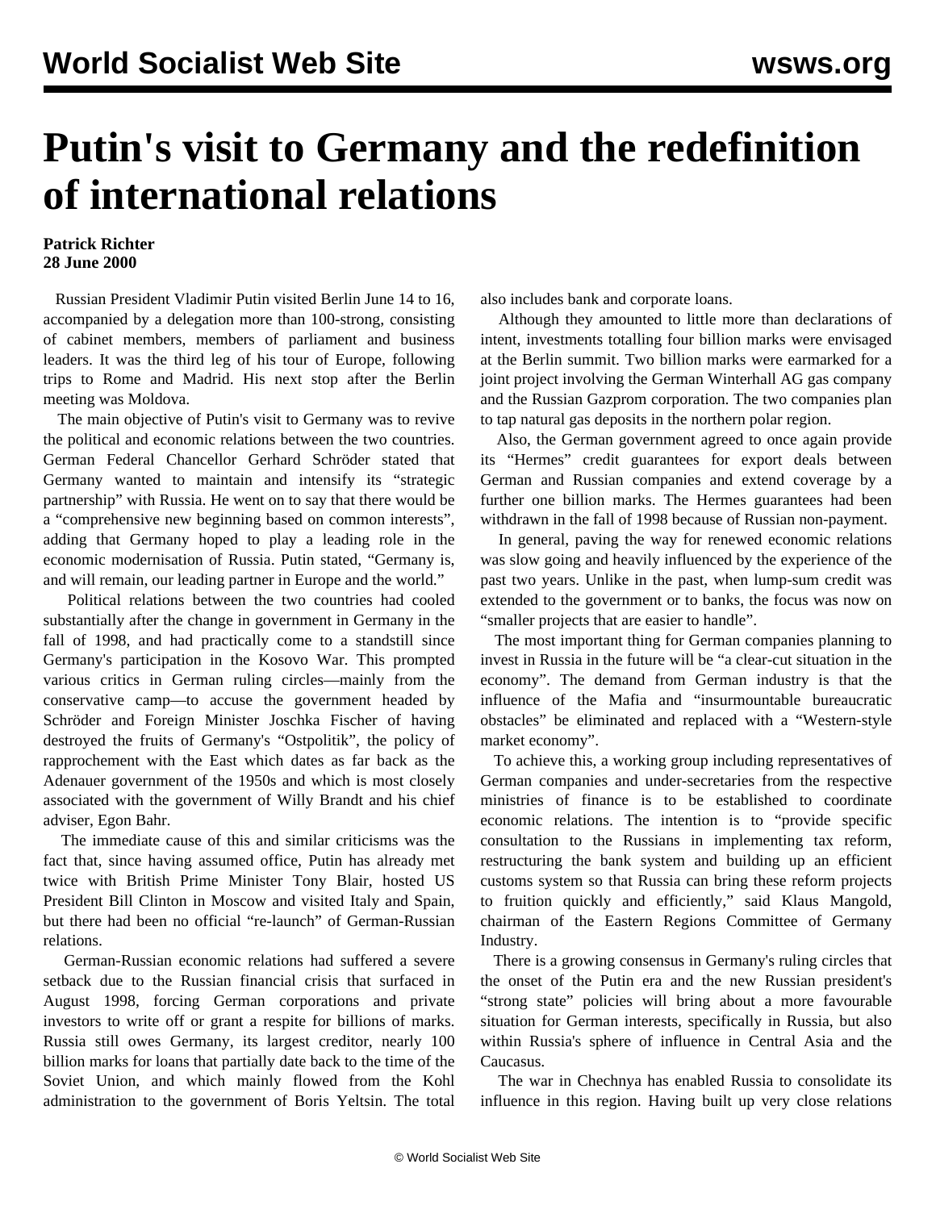# Putin's visit to Germany and the redefinition of international relations

**Patrick Richter**
**28 June 2000**

Russian President Vladimir Putin visited Berlin June 14 to 16, accompanied by a delegation more than 100-strong, consisting of cabinet members, members of parliament and business leaders. It was the third leg of his tour of Europe, following trips to Rome and Madrid. His next stop after the Berlin meeting was Moldova.

The main objective of Putin's visit to Germany was to revive the political and economic relations between the two countries. German Federal Chancellor Gerhard Schröder stated that Germany wanted to maintain and intensify its "strategic partnership" with Russia. He went on to say that there would be a "comprehensive new beginning based on common interests", adding that Germany hoped to play a leading role in the economic modernisation of Russia. Putin stated, "Germany is, and will remain, our leading partner in Europe and the world."

Political relations between the two countries had cooled substantially after the change in government in Germany in the fall of 1998, and had practically come to a standstill since Germany's participation in the Kosovo War. This prompted various critics in German ruling circles—mainly from the conservative camp—to accuse the government headed by Schröder and Foreign Minister Joschka Fischer of having destroyed the fruits of Germany's "Ostpolitik", the policy of rapprochement with the East which dates as far back as the Adenauer government of the 1950s and which is most closely associated with the government of Willy Brandt and his chief adviser, Egon Bahr.

The immediate cause of this and similar criticisms was the fact that, since having assumed office, Putin has already met twice with British Prime Minister Tony Blair, hosted US President Bill Clinton in Moscow and visited Italy and Spain, but there had been no official "re-launch" of German-Russian relations.

German-Russian economic relations had suffered a severe setback due to the Russian financial crisis that surfaced in August 1998, forcing German corporations and private investors to write off or grant a respite for billions of marks. Russia still owes Germany, its largest creditor, nearly 100 billion marks for loans that partially date back to the time of the Soviet Union, and which mainly flowed from the Kohl administration to the government of Boris Yeltsin. The total also includes bank and corporate loans.

Although they amounted to little more than declarations of intent, investments totalling four billion marks were envisaged at the Berlin summit. Two billion marks were earmarked for a joint project involving the German Winterhall AG gas company and the Russian Gazprom corporation. The two companies plan to tap natural gas deposits in the northern polar region.

Also, the German government agreed to once again provide its "Hermes" credit guarantees for export deals between German and Russian companies and extend coverage by a further one billion marks. The Hermes guarantees had been withdrawn in the fall of 1998 because of Russian non-payment.

In general, paving the way for renewed economic relations was slow going and heavily influenced by the experience of the past two years. Unlike in the past, when lump-sum credit was extended to the government or to banks, the focus was now on "smaller projects that are easier to handle".

The most important thing for German companies planning to invest in Russia in the future will be "a clear-cut situation in the economy". The demand from German industry is that the influence of the Mafia and "insurmountable bureaucratic obstacles" be eliminated and replaced with a "Western-style market economy".

To achieve this, a working group including representatives of German companies and under-secretaries from the respective ministries of finance is to be established to coordinate economic relations. The intention is to "provide specific consultation to the Russians in implementing tax reform, restructuring the bank system and building up an efficient customs system so that Russia can bring these reform projects to fruition quickly and efficiently," said Klaus Mangold, chairman of the Eastern Regions Committee of Germany Industry.

There is a growing consensus in Germany's ruling circles that the onset of the Putin era and the new Russian president's "strong state" policies will bring about a more favourable situation for German interests, specifically in Russia, but also within Russia's sphere of influence in Central Asia and the Caucasus.

The war in Chechnya has enabled Russia to consolidate its influence in this region. Having built up very close relations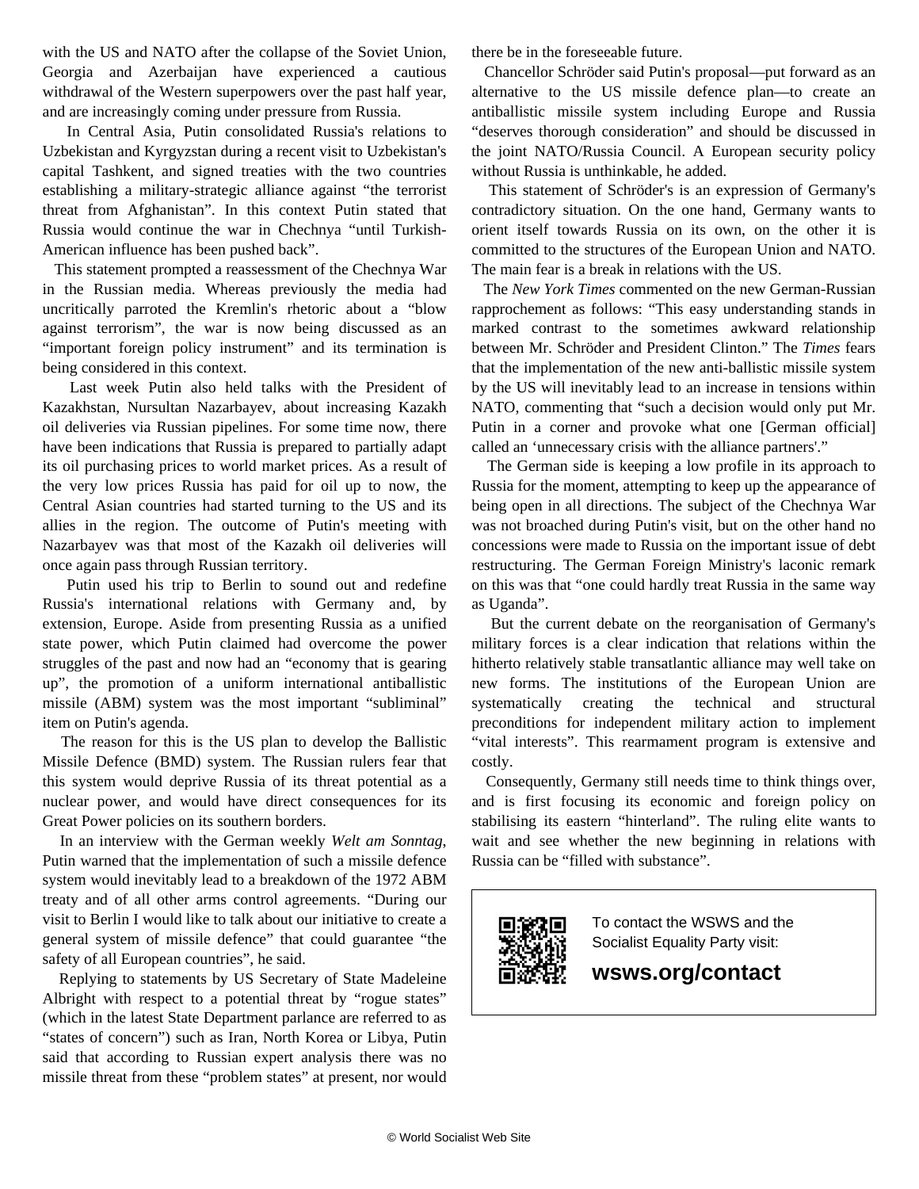with the US and NATO after the collapse of the Soviet Union, Georgia and Azerbaijan have experienced a cautious withdrawal of the Western superpowers over the past half year, and are increasingly coming under pressure from Russia.

In Central Asia, Putin consolidated Russia's relations to Uzbekistan and Kyrgyzstan during a recent visit to Uzbekistan's capital Tashkent, and signed treaties with the two countries establishing a military-strategic alliance against "the terrorist threat from Afghanistan". In this context Putin stated that Russia would continue the war in Chechnya "until Turkish-American influence has been pushed back".

This statement prompted a reassessment of the Chechnya War in the Russian media. Whereas previously the media had uncritically parroted the Kremlin's rhetoric about a "blow against terrorism", the war is now being discussed as an "important foreign policy instrument" and its termination is being considered in this context.

Last week Putin also held talks with the President of Kazakhstan, Nursultan Nazarbayev, about increasing Kazakh oil deliveries via Russian pipelines. For some time now, there have been indications that Russia is prepared to partially adapt its oil purchasing prices to world market prices. As a result of the very low prices Russia has paid for oil up to now, the Central Asian countries had started turning to the US and its allies in the region. The outcome of Putin's meeting with Nazarbayev was that most of the Kazakh oil deliveries will once again pass through Russian territory.

Putin used his trip to Berlin to sound out and redefine Russia's international relations with Germany and, by extension, Europe. Aside from presenting Russia as a unified state power, which Putin claimed had overcome the power struggles of the past and now had an "economy that is gearing up", the promotion of a uniform international antiballistic missile (ABM) system was the most important "subliminal" item on Putin's agenda.

The reason for this is the US plan to develop the Ballistic Missile Defence (BMD) system. The Russian rulers fear that this system would deprive Russia of its threat potential as a nuclear power, and would have direct consequences for its Great Power policies on its southern borders.

In an interview with the German weekly *Welt am Sonntag*, Putin warned that the implementation of such a missile defence system would inevitably lead to a breakdown of the 1972 ABM treaty and of all other arms control agreements. "During our visit to Berlin I would like to talk about our initiative to create a general system of missile defence" that could guarantee "the safety of all European countries", he said.

Replying to statements by US Secretary of State Madeleine Albright with respect to a potential threat by "rogue states" (which in the latest State Department parlance are referred to as "states of concern") such as Iran, North Korea or Libya, Putin said that according to Russian expert analysis there was no missile threat from these "problem states" at present, nor would there be in the foreseeable future.

Chancellor Schröder said Putin's proposal—put forward as an alternative to the US missile defence plan—to create an antiballistic missile system including Europe and Russia "deserves thorough consideration" and should be discussed in the joint NATO/Russia Council. A European security policy without Russia is unthinkable, he added.

This statement of Schröder's is an expression of Germany's contradictory situation. On the one hand, Germany wants to orient itself towards Russia on its own, on the other it is committed to the structures of the European Union and NATO. The main fear is a break in relations with the US.

The *New York Times* commented on the new German-Russian rapprochement as follows: "This easy understanding stands in marked contrast to the sometimes awkward relationship between Mr. Schröder and President Clinton." The *Times* fears that the implementation of the new anti-ballistic missile system by the US will inevitably lead to an increase in tensions within NATO, commenting that "such a decision would only put Mr. Putin in a corner and provoke what one [German official] called an 'unnecessary crisis with the alliance partners'."

The German side is keeping a low profile in its approach to Russia for the moment, attempting to keep up the appearance of being open in all directions. The subject of the Chechnya War was not broached during Putin's visit, but on the other hand no concessions were made to Russia on the important issue of debt restructuring. The German Foreign Ministry's laconic remark on this was that "one could hardly treat Russia in the same way as Uganda".

But the current debate on the reorganisation of Germany's military forces is a clear indication that relations within the hitherto relatively stable transatlantic alliance may well take on new forms. The institutions of the European Union are systematically creating the technical and structural preconditions for independent military action to implement "vital interests". This rearmament program is extensive and costly.

Consequently, Germany still needs time to think things over, and is first focusing its economic and foreign policy on stabilising its eastern "hinterland". The ruling elite wants to wait and see whether the new beginning in relations with Russia can be "filled with substance".

To contact the WSWS and the Socialist Equality Party visit:

**wsws.org/contact**